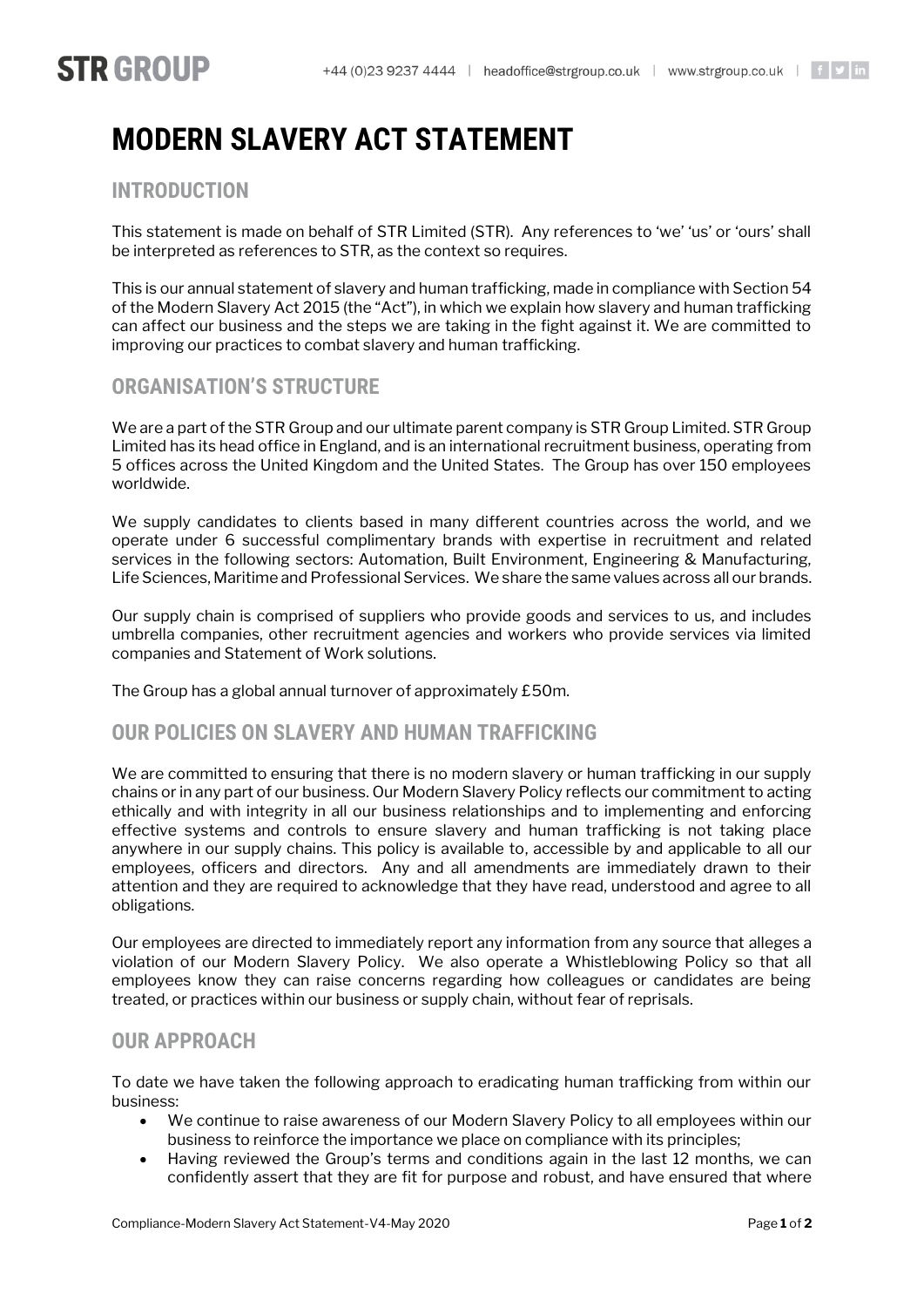# MODERN SLAVERY ACT STATEMENT

## INTRODUCTION

This statement is made on behalf of STR Limited (STR). Any references to 'we' 'us' or 'ours' shall be interpreted as references to STR, as the context so requires.

This is our annual statement of slavery and human trafficking, made in compliance with Section 54 of the Modern Slavery Act 2015 (the "Act"), in which we explain how slavery and human trafficking can affect our business and the steps we are taking in the fight against it. We are committed to improving our practices to combat slavery and human trafficking.

## ORGANISATION'S STRUCTURE

We are a part of the STR Group and our ultimate parent company is STR Group Limited. STR Group Limited has its head office in England, and is an international recruitment business, operating from 5 offices across the United Kingdom and the United States. The Group has over 150 employees worldwide.

We supply candidates to clients based in many different countries across the world, and we operate under 6 successful complimentary brands with expertise in recruitment and related services in the following sectors: Automation, Built Environment, Engineering & Manufacturing, Life Sciences, Maritime and Professional Services. We share the same values across all our brands.

Our supply chain is comprised of suppliers who provide goods and services to us, and includes umbrella companies, other recruitment agencies and workers who provide services via limited companies and Statement of Work solutions.

The Group has a global annual turnover of approximately £50m.

## OUR POLICIES ON SLAVERY AND HUMAN TRAFFICKING

We are committed to ensuring that there is no modern slavery or human trafficking in our supply chains or in any part of our business. Our Modern Slavery Policy reflects our commitment to acting ethically and with integrity in all our business relationships and to implementing and enforcing effective systems and controls to ensure slavery and human trafficking is not taking place anywhere in our supply chains. This policy is available to, accessible by and applicable to all our employees, officers and directors. Any and all amendments are immediately drawn to their attention and they are required to acknowledge that they have read, understood and agree to all obligations.

Our employees are directed to immediately report any information from any source that alleges a violation of our Modern Slavery Policy. We also operate a Whistleblowing Policy so that all employees know they can raise concerns regarding how colleagues or candidates are being treated, or practices within our business or supply chain, without fear of reprisals.

## OUR APPROACH

To date we have taken the following approach to eradicating human trafficking from within our business:

- We continue to raise awareness of our Modern Slavery Policy to all employees within our business to reinforce the importance we place on compliance with its principles;
- Having reviewed the Group's terms and conditions again in the last 12 months, we can confidently assert that they are fit for purpose and robust, and have ensured that where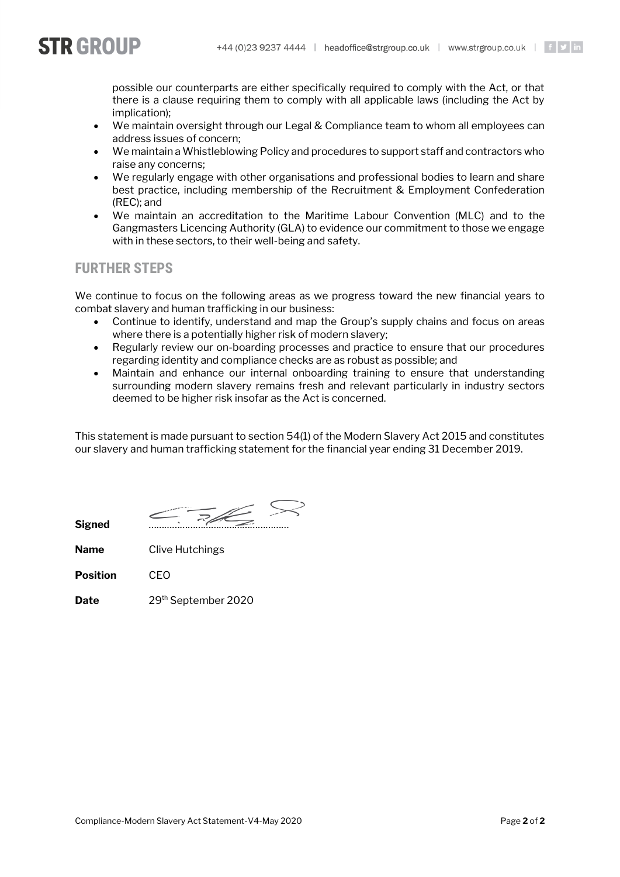possible our counterparts are either specifically required to comply with the Act, or that there is a clause requiring them to comply with all applicable laws (including the Act by implication);

- We maintain oversight through our Legal & Compliance team to whom all employees can address issues of concern;
- We maintain a Whistleblowing Policy and procedures to support staff and contractors who raise any concerns;
- We regularly engage with other organisations and professional bodies to learn and share best practice, including membership of the Recruitment & Employment Confederation (REC); and
- We maintain an accreditation to the Maritime Labour Convention (MLC) and to the Gangmasters Licencing Authority (GLA) to evidence our commitment to those we engage with in these sectors, to their well-being and safety.

## FURTHER STEPS

We continue to focus on the following areas as we progress toward the new financial years to combat slavery and human trafficking in our business:

- Continue to identify, understand and map the Group's supply chains and focus on areas where there is a potentially higher risk of modern slavery;
- Regularly review our on-boarding processes and practice to ensure that our procedures regarding identity and compliance checks are as robust as possible; and
- Maintain and enhance our internal onboarding training to ensure that understanding surrounding modern slavery remains fresh and relevant particularly in industry sectors deemed to be higher risk insofar as the Act is concerned.

This statement is made pursuant to section 54(1) of the Modern Slavery Act 2015 and constitutes our slavery and human trafficking statement for the financial year ending 31 December 2019.

**Signed** ……………………………………………

**Name** Clive Hutchings

**Position** CEO

**Date** 29th September 2020